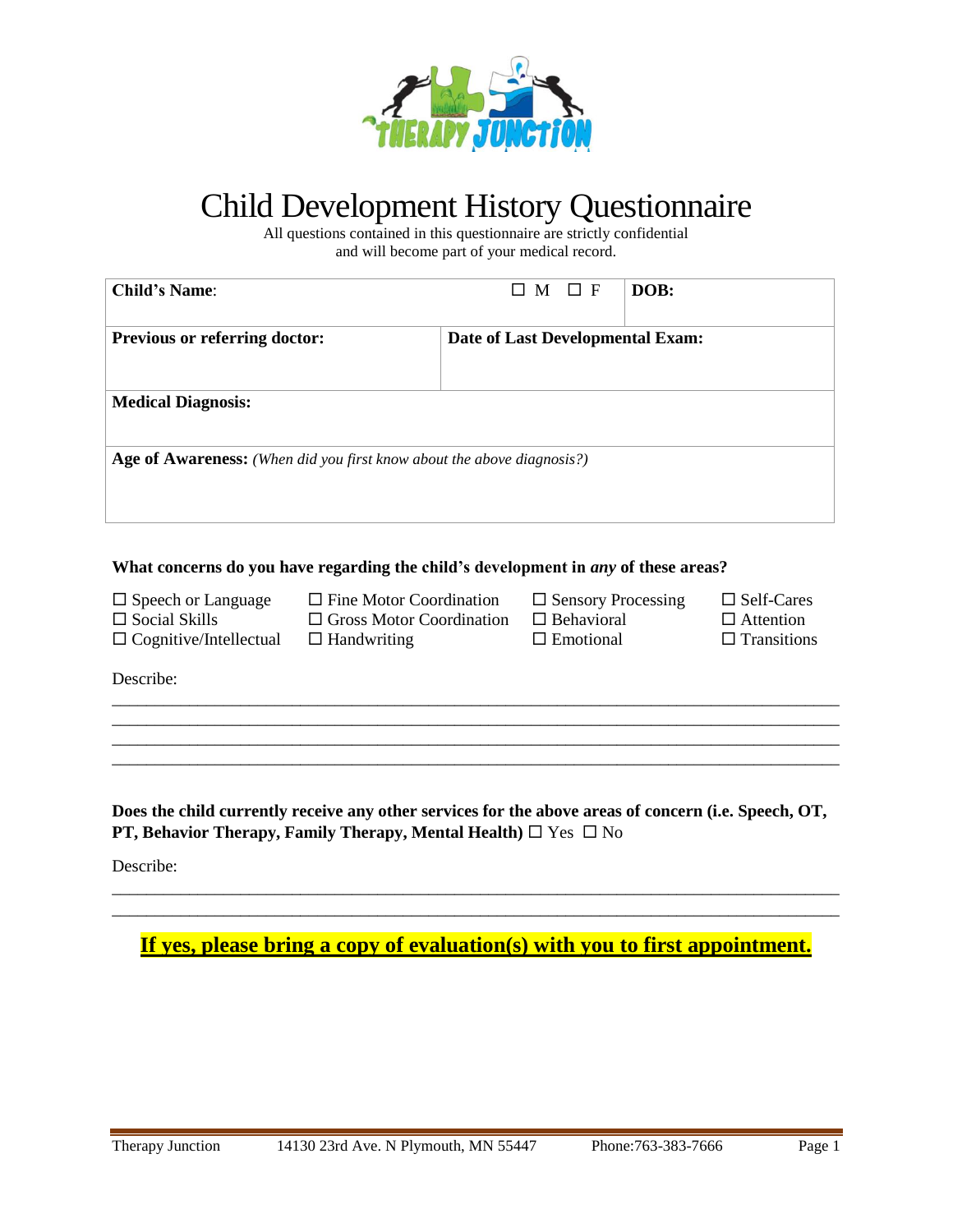# Child Development History Questionnaire

All questions contained in this questionnaire are strictly confidential
and will become part of your medical record.

| **Child's Name**: | ☐ M ☐ F | **DOB:** |
|---|---|---|
| **Previous or referring doctor:** | **Date of Last Developmental Exam:** | |
| **Medical Diagnosis:** | | |
| **Age of Awareness:** *(When did you first know about the above diagnosis?)* | | |

**What concerns do you have regarding the child's development in *any* of these areas?**

☐ Speech or Language
☐ Social Skills
☐ Cognitive/Intellectual
☐ Fine Motor Coordination
☐ Gross Motor Coordination
☐ Handwriting
☐ Sensory Processing
☐ Behavioral
☐ Emotional
☐ Self-Cares
☐ Attention
☐ Transitions

Describe:

___________________________________________________________________________
___________________________________________________________________________
___________________________________________________________________________
___________________________________________________________________________

**Does the child currently receive any other services for the above areas of concern (i.e. Speech, OT, PT, Behavior Therapy, Family Therapy, Mental Health)** ☐ Yes ☐ No

Describe:

___________________________________________________________________________
___________________________________________________________________________

**If yes, please bring a copy of evaluation(s) with you to first appointment.**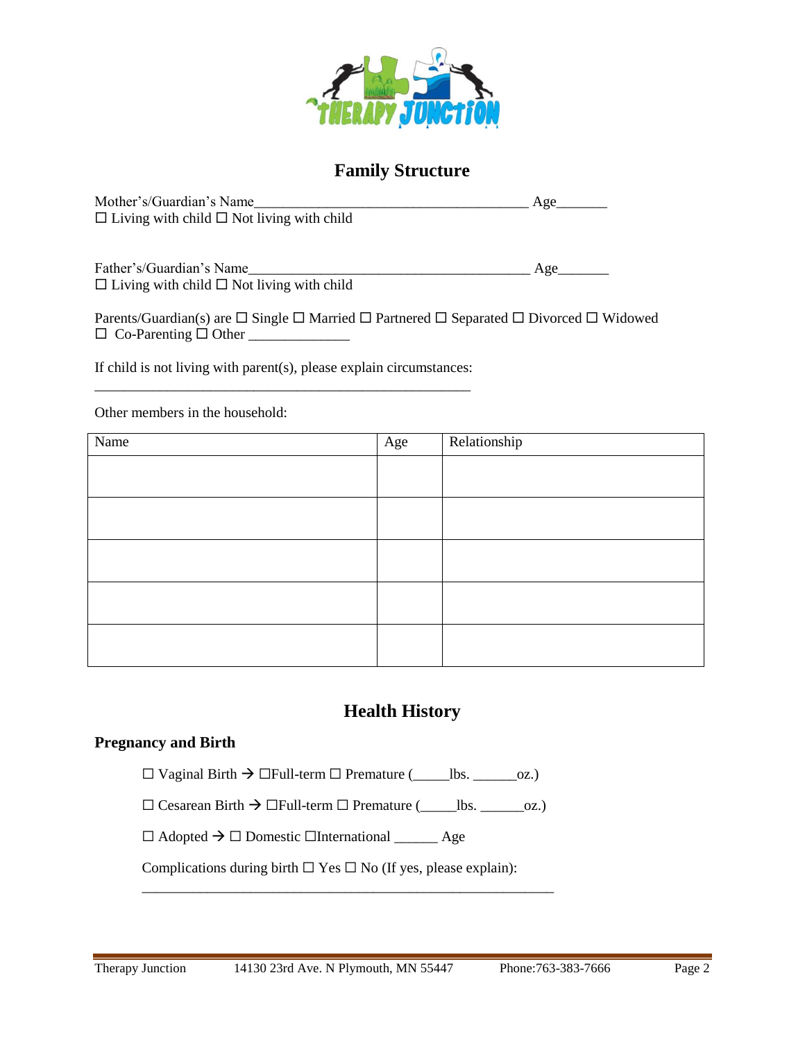# Family Structure

Mother's/Guardian's Name_______________________________________ Age_______
☐ Living with child ☐ Not living with child

Father's/Guardian's Name_______________________________________ Age_______
☐ Living with child ☐ Not living with child

Parents/Guardian(s) are ☐ Single ☐ Married ☐ Partnered ☐ Separated ☐ Divorced ☐ Widowed
☐ Co-Parenting ☐ Other ______________

If child is not living with parent(s), please explain circumstances:
______________________________________________________

Other members in the household:

| Name | Age | Relationship |
|---|---|---|
| | | |
| | | |
| | | |
| | | |
| | | |

# Health History

## Pregnancy and Birth

☐ Vaginal Birth → ☐Full-term ☐ Premature (_____lbs. ______oz.)

☐ Cesarean Birth → ☐Full-term ☐ Premature (_____lbs. ______oz.)

☐ Adopted → ☐ Domestic ☐International ______ Age

Complications during birth ☐ Yes ☐ No (If yes, please explain):
____________________________________________________________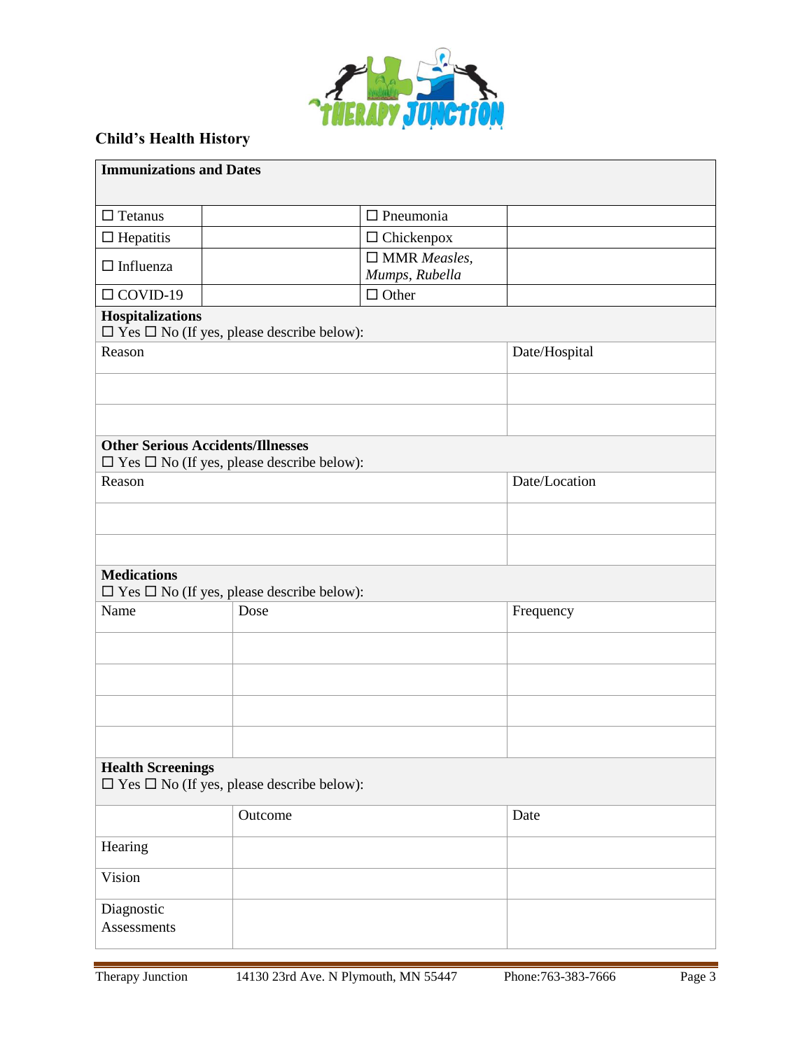## Child's Health History

| **Immunizations and Dates** | | | |
|---|---|---|---|
| ☐ Tetanus | | ☐ Pneumonia | |
| ☐ Hepatitis | | ☐ Chickenpox | |
| ☐ Influenza | | ☐ MMR *Measles, Mumps, Rubella* | |
| ☐ COVID-19 | | ☐ Other | |

**Hospitalizations**
☐ Yes ☐ No (If yes, please describe below):

| Reason | Date/Hospital |
|---|---|
| | |
| | |

**Other Serious Accidents/Illnesses**
☐ Yes ☐ No (If yes, please describe below):

| Reason | Date/Location |
|---|---|
| | |
| | |

**Medications**
☐ Yes ☐ No (If yes, please describe below):

| Name | Dose | Frequency |
|---|---|---|
| | | |
| | | |
| | | |
| | | |

**Health Screenings**
☐ Yes ☐ No (If yes, please describe below):

| | Outcome | Date |
|---|---|---|
| Hearing | | |
| Vision | | |
| Diagnostic Assessments | | |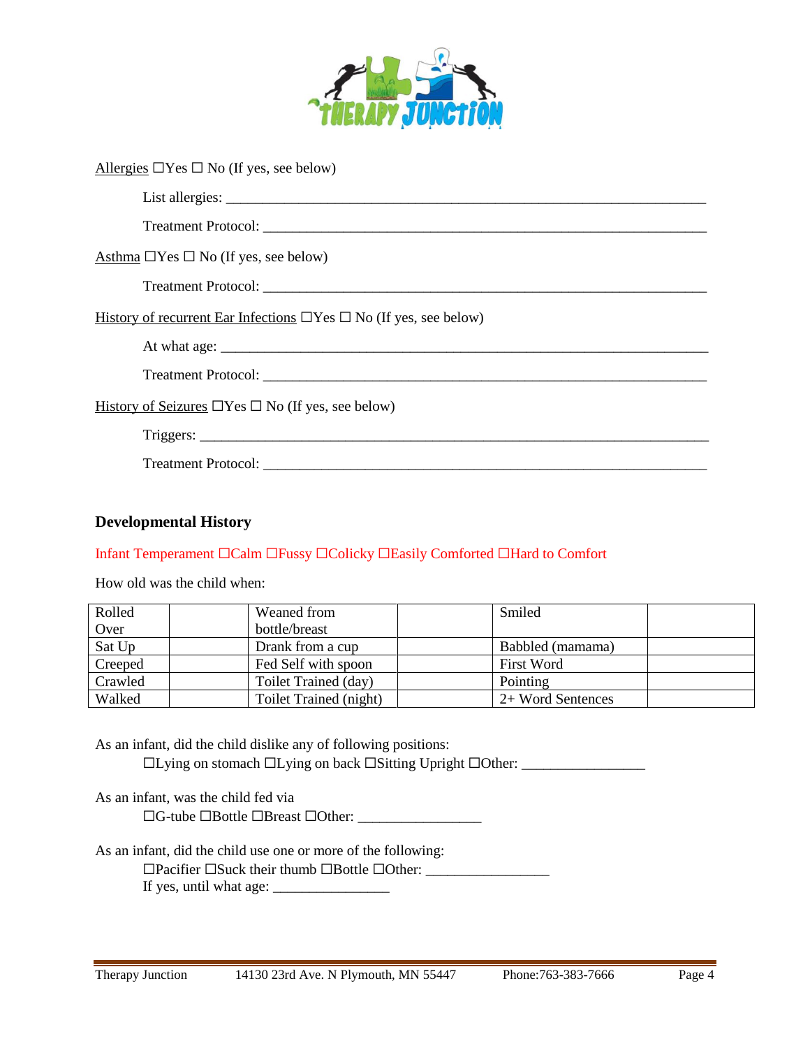Allergies ☐Yes ☐ No (If yes, see below)

List allergies: ___________________________________________________________________

Treatment Protocol: _____________________________________________________________

Asthma ☐Yes ☐ No (If yes, see below)

Treatment Protocol: _____________________________________________________________

History of recurrent Ear Infections ☐Yes ☐ No (If yes, see below)

At what age: ______________________________________________________________________

Treatment Protocol: _____________________________________________________________

History of Seizures ☐Yes ☐ No (If yes, see below)

Triggers: __________________________________________________________________________

Treatment Protocol: _____________________________________________________________

## Developmental History

Infant Temperament ☐Calm ☐Fussy ☐Colicky ☐Easily Comforted ☐Hard to Comfort

How old was the child when:

| Rolled Over | | Weaned from bottle/breast | | Smiled | |
|---|---|---|---|---|---|
| Sat Up | | Drank from a cup | | Babbled (mamama) | |
| Creeped | | Fed Self with spoon | | First Word | |
| Crawled | | Toilet Trained (day) | | Pointing | |
| Walked | | Toilet Trained (night) | | 2+ Word Sentences | |

As an infant, did the child dislike any of following positions:
☐Lying on stomach ☐Lying on back ☐Sitting Upright ☐Other: ________________

As an infant, was the child fed via
☐G-tube ☐Bottle ☐Breast ☐Other: ________________

As an infant, did the child use one or more of the following:
☐Pacifier ☐Suck their thumb ☐Bottle ☐Other: ________________
If yes, until what age: ________________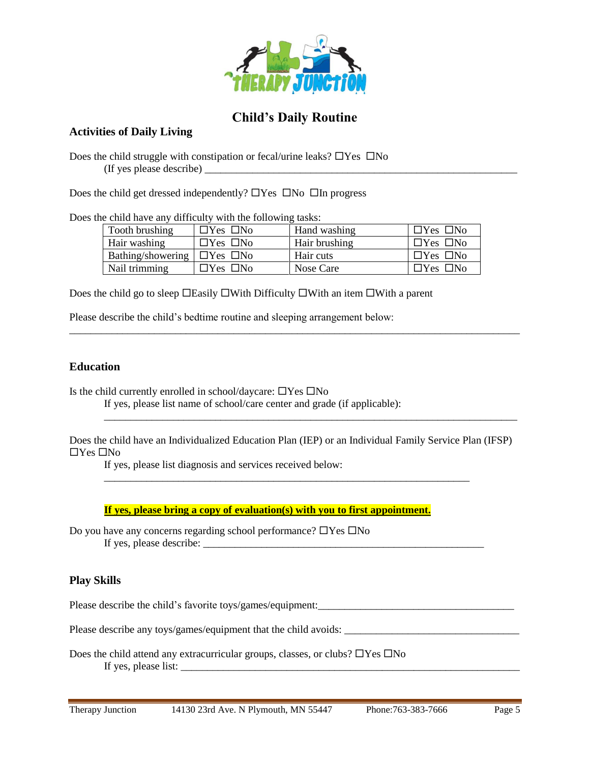# Child's Daily Routine

## Activities of Daily Living

Does the child struggle with constipation or fecal/urine leaks? ☐Yes ☐No
(If yes please describe) ____________________________________________________________

Does the child get dressed independently? ☐Yes ☐No ☐In progress

Does the child have any difficulty with the following tasks:

| | | | |
|---|---|---|---|
| Tooth brushing | ☐Yes ☐No | Hand washing | ☐Yes ☐No |
| Hair washing | ☐Yes ☐No | Hair brushing | ☐Yes ☐No |
| Bathing/showering | ☐Yes ☐No | Hair cuts | ☐Yes ☐No |
| Nail trimming | ☐Yes ☐No | Nose Care | ☐Yes ☐No |

Does the child go to sleep ☐Easily ☐With Difficulty ☐With an item ☐With a parent

Please describe the child's bedtime routine and sleeping arrangement below:
________________________________________________________________________________________

## Education

Is the child currently enrolled in school/daycare: ☐Yes ☐No
If yes, please list name of school/care center and grade (if applicable):
________________________________________________________________________________

Does the child have an Individualized Education Plan (IEP) or an Individual Family Service Plan (IFSP) ☐Yes ☐No
If yes, please list diagnosis and services received below:
_______________________________________________________________________

**If yes, please bring a copy of evaluation(s) with you to first appointment.**

Do you have any concerns regarding school performance? ☐Yes ☐No
If yes, please describe: _______________________________________________________

## Play Skills

Please describe the child's favorite toys/games/equipment:_____________________________________

Please describe any toys/games/equipment that the child avoids: _________________________________

Does the child attend any extracurricular groups, classes, or clubs? ☐Yes ☐No
If yes, please list: _________________________________________________________________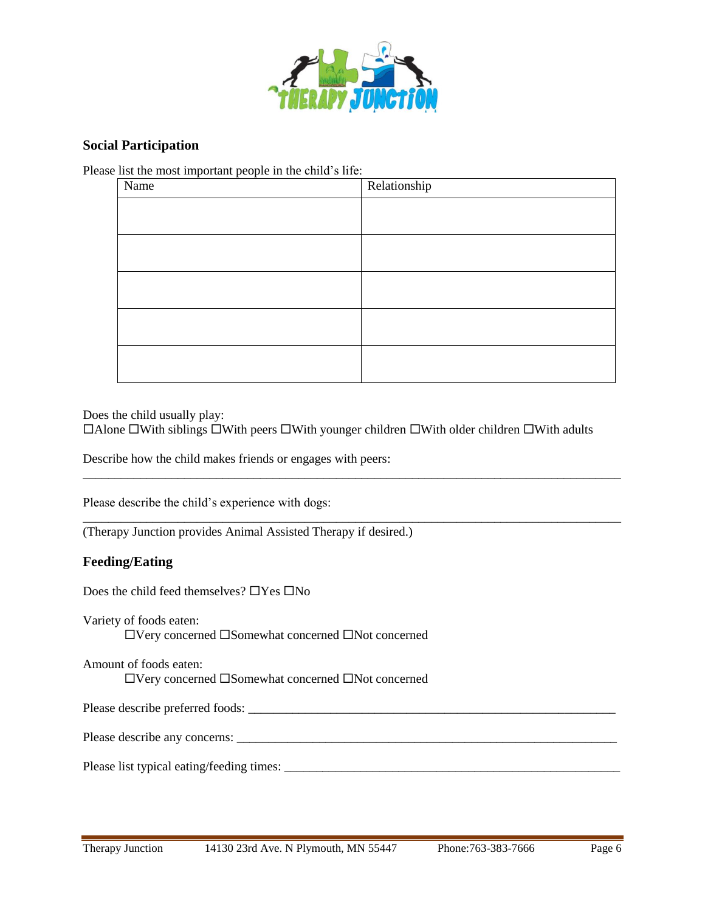## Social Participation

Please list the most important people in the child's life:

| Name | Relationship |
|---|---|
| | |
| | |
| | |
| | |
| | |

Does the child usually play:
☐Alone ☐With siblings ☐With peers ☐With younger children ☐With older children ☐With adults

Describe how the child makes friends or engages with peers:
______________________________________________________________________________

Please describe the child's experience with dogs:
______________________________________________________________________________
(Therapy Junction provides Animal Assisted Therapy if desired.)

## Feeding/Eating

Does the child feed themselves? ☐Yes ☐No

Variety of foods eaten:
☐Very concerned ☐Somewhat concerned ☐Not concerned

Amount of foods eaten:
☐Very concerned ☐Somewhat concerned ☐Not concerned

Please describe preferred foods: ______________________________________________________

Please describe any concerns: ________________________________________________________

Please list typical eating/feeding times: _______________________________________________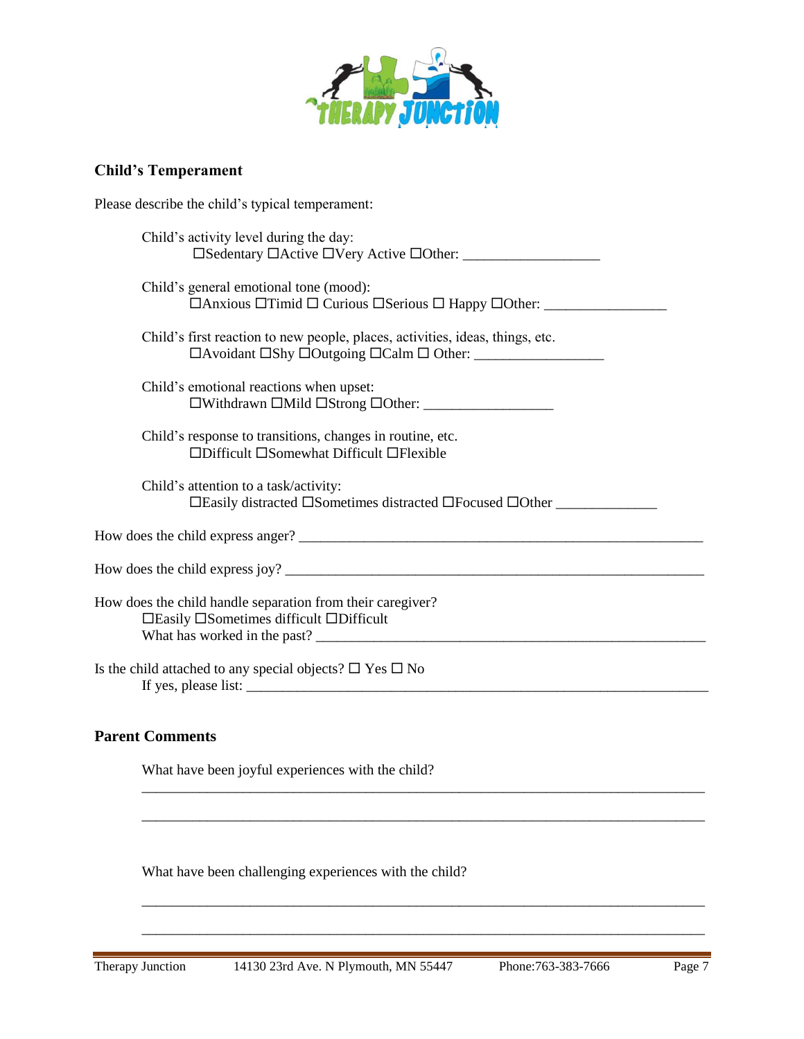## Child's Temperament

Please describe the child's typical temperament:

Child's activity level during the day:
☐Sedentary ☐Active ☐Very Active ☐Other: ___________________

Child's general emotional tone (mood):
☐Anxious ☐Timid ☐ Curious ☐Serious ☐ Happy ☐Other: _________________

Child's first reaction to new people, places, activities, ideas, things, etc.
☐Avoidant ☐Shy ☐Outgoing ☐Calm ☐ Other: __________________

Child's emotional reactions when upset:
☐Withdrawn ☐Mild ☐Strong ☐Other: __________________

Child's response to transitions, changes in routine, etc.
☐Difficult ☐Somewhat Difficult ☐Flexible

Child's attention to a task/activity:
☐Easily distracted ☐Sometimes distracted ☐Focused ☐Other ______________

How does the child express anger? ________________________________________________________

How does the child express joy? __________________________________________________________

How does the child handle separation from their caregiver?
☐Easily ☐Sometimes difficult ☐Difficult
What has worked in the past? ___________________________________________________

Is the child attached to any special objects? ☐ Yes ☐ No
If yes, please list: _________________________________________________________________

## Parent Comments

What have been joyful experiences with the child?

_____________________________________________________________________________

_____________________________________________________________________________

What have been challenging experiences with the child?

_____________________________________________________________________________

_____________________________________________________________________________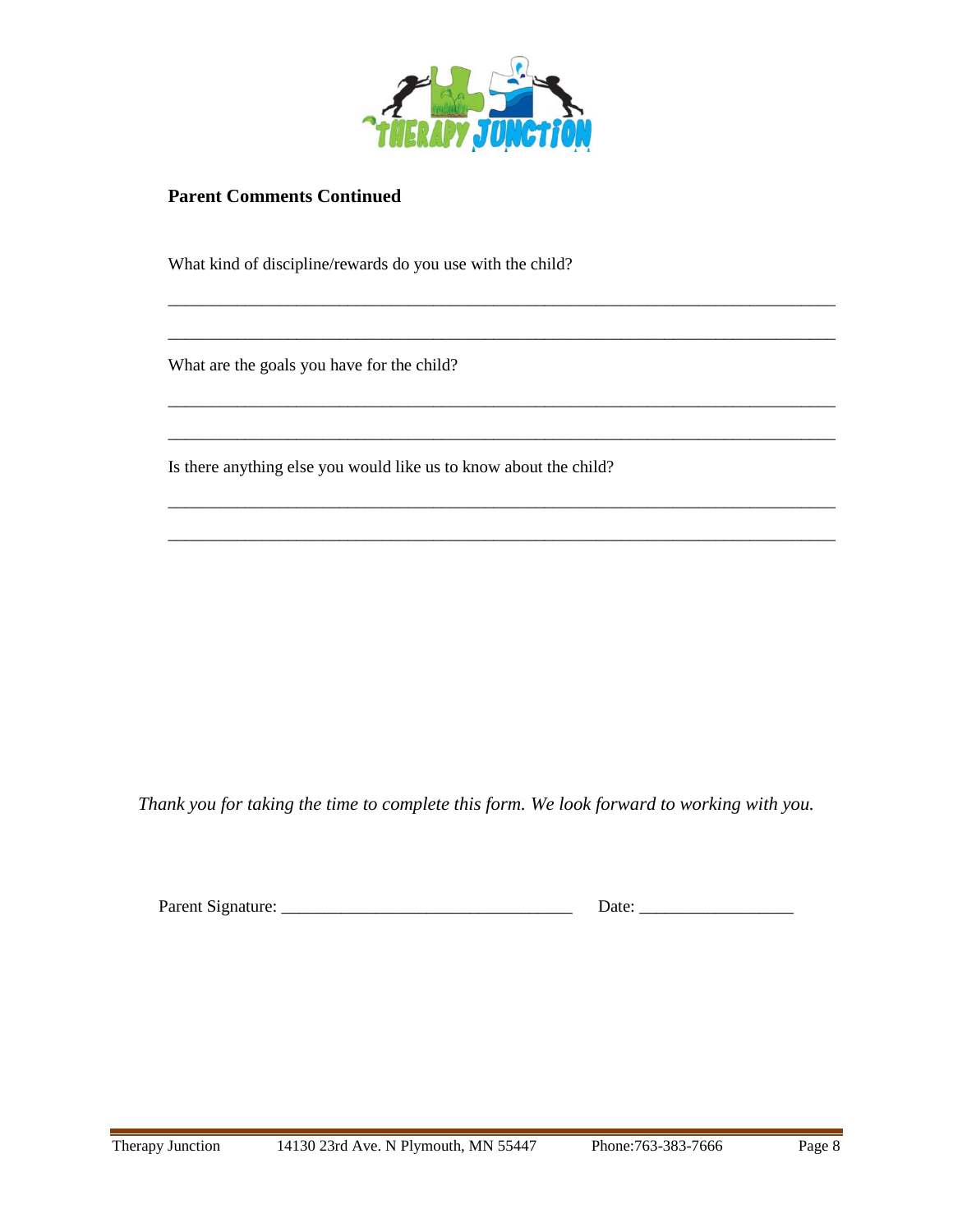**Parent Comments Continued**

What kind of discipline/rewards do you use with the child?

_______________________________________________________________________________

_______________________________________________________________________________

What are the goals you have for the child?

_______________________________________________________________________________

_______________________________________________________________________________

Is there anything else you would like us to know about the child?

_______________________________________________________________________________

_______________________________________________________________________________

*Thank you for taking the time to complete this form. We look forward to working with you.*

Parent Signature: __________________________________ Date: __________________